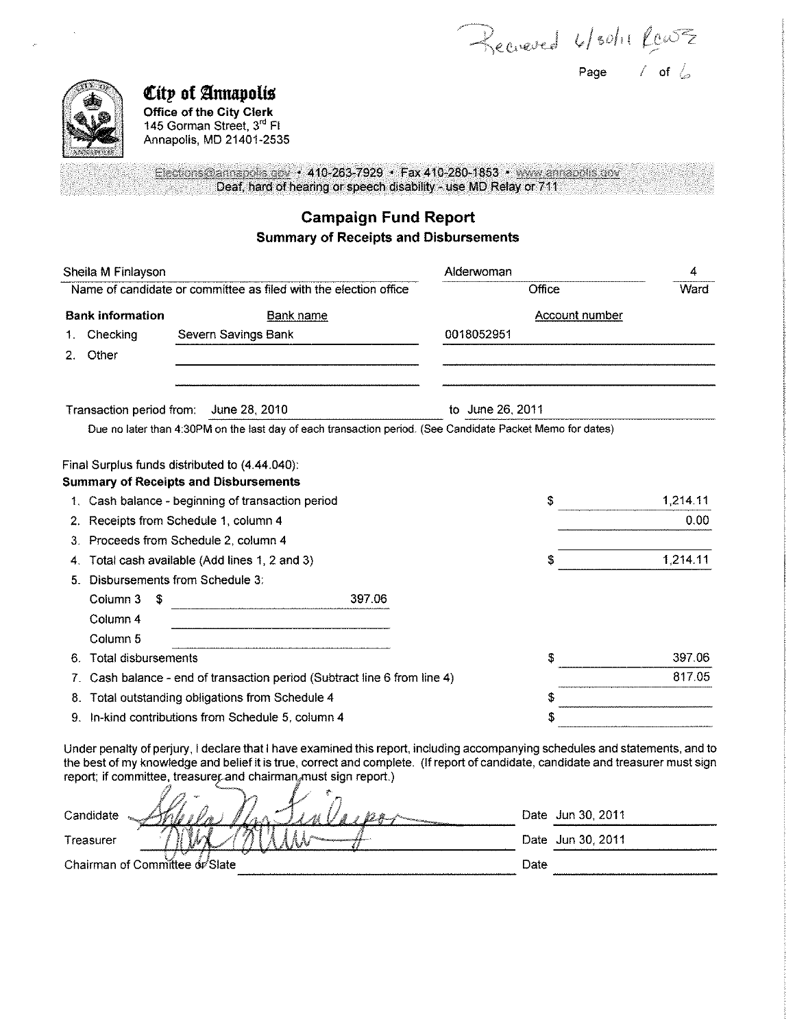Received 6/30/11 RCWZ

# City of Annapolis

**Office of the City Clerk**
145 Gorman Street, 3rd Fl
Annapolis, MD 21401-2535

Elections@annapolis.gov • 410-263-7929 • Fax 410-280-1853 • www.annapolis.gov
Deaf, hard of hearing or speech disability - use MD Relay or 711

## Campaign Fund Report

### Summary of Receipts and Disbursements

| Name of candidate or committee as filed with the election office | Office | Ward |
|---|---|---|
| Sheila M Finlayson | Alderwoman | 4 |

| **Bank information** | Bank name | Account number |
|---|---|---|
| 1. Checking | Severn Savings Bank | 0018052951 |
| 2. Other | | |

Transaction period from: June 28, 2010 to June 26, 2011

Due no later than 4:30PM on the last day of each transaction period. (See Candidate Packet Memo for dates)

Final Surplus funds distributed to (4.44.040):

**Summary of Receipts and Disbursements**

| | | |
|---|---|---|
| 1. Cash balance - beginning of transaction period | $ | 1,214.11 |
| 2. Receipts from Schedule 1, column 4 | | 0.00 |
| 3. Proceeds from Schedule 2, column 4 | | |
| 4. Total cash available (Add lines 1, 2 and 3) | $ | 1,214.11 |
| 5. Disbursements from Schedule 3: | | |
| Column 3 $ 397.06 | | |
| Column 4 | | |
| Column 5 | | |
| 6. Total disbursements | $ | 397.06 |
| 7. Cash balance - end of transaction period (Subtract line 6 from line 4) | | 817.05 |
| 8. Total outstanding obligations from Schedule 4 | $ | |
| 9. In-kind contributions from Schedule 5, column 4 | $ | |

Under penalty of perjury, I declare that I have examined this report, including accompanying schedules and statements, and to the best of my knowledge and belief it is true, correct and complete. (If report of candidate, candidate and treasurer must sign report; if committee, treasurer and chairman must sign report.)

| | Signature | Date |
|---|---|---|
| Candidate | Sheila M Finlayson | Jun 30, 2011 |
| Treasurer | *(signature)* | Jun 30, 2011 |
| Chairman of Committee or Slate | | |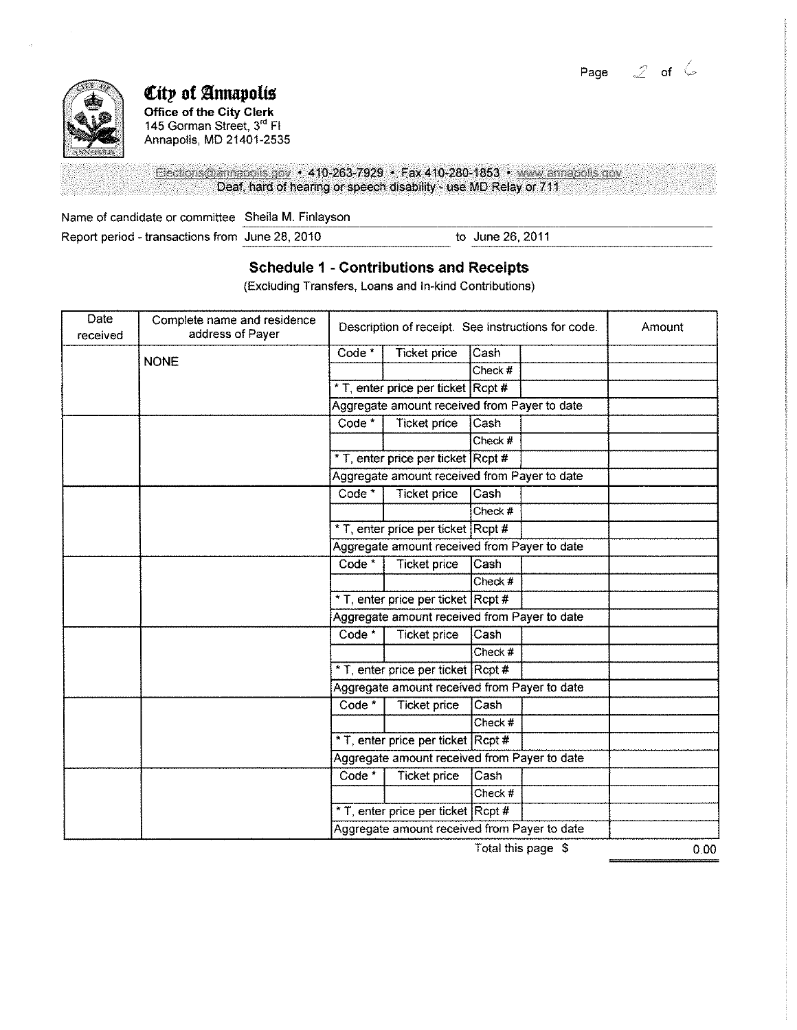**City of Annapolis**
**Office of the City Clerk**
145 Gorman Street, 3rd Fl
Annapolis, MD 21401-2535

Elections@annapolis.gov • 410-263-7929 • Fax 410-280-1853 • www.annapolis.gov
Deaf, hard of hearing or speech disability - use MD Relay or 711

Name of candidate or committee: Sheila M. Finlayson

Report period - transactions from: June 28, 2010 to June 26, 2011

## Schedule 1 - Contributions and Receipts

(Excluding Transfers, Loans and In-kind Contributions)

| Date received | Complete name and residence address of Payer | Description of receipt. See instructions for code. | | | | Amount |
|---|---|---|---|---|---|---|
| | NONE | Code * | Ticket price | Cash | | |
| | | | | Check # | | |
| | | * T, enter price per ticket | | Rcpt # | | |
| | | Aggregate amount received from Payer to date | | | | |
| | | Code * | Ticket price | Cash | | |
| | | | | Check # | | |
| | | * T, enter price per ticket | | Rcpt # | | |
| | | Aggregate amount received from Payer to date | | | | |
| | | Code * | Ticket price | Cash | | |
| | | | | Check # | | |
| | | * T, enter price per ticket | | Rcpt # | | |
| | | Aggregate amount received from Payer to date | | | | |
| | | Code * | Ticket price | Cash | | |
| | | | | Check # | | |
| | | * T, enter price per ticket | | Rcpt # | | |
| | | Aggregate amount received from Payer to date | | | | |
| | | Code * | Ticket price | Cash | | |
| | | | | Check # | | |
| | | * T, enter price per ticket | | Rcpt # | | |
| | | Aggregate amount received from Payer to date | | | | |
| | | Code * | Ticket price | Cash | | |
| | | | | Check # | | |
| | | * T, enter price per ticket | | Rcpt # | | |
| | | Aggregate amount received from Payer to date | | | | |
| | | Code * | Ticket price | Cash | | |
| | | | | Check # | | |
| | | * T, enter price per ticket | | Rcpt # | | |
| | | Aggregate amount received from Payer to date | | | | |

Total this page $ 0.00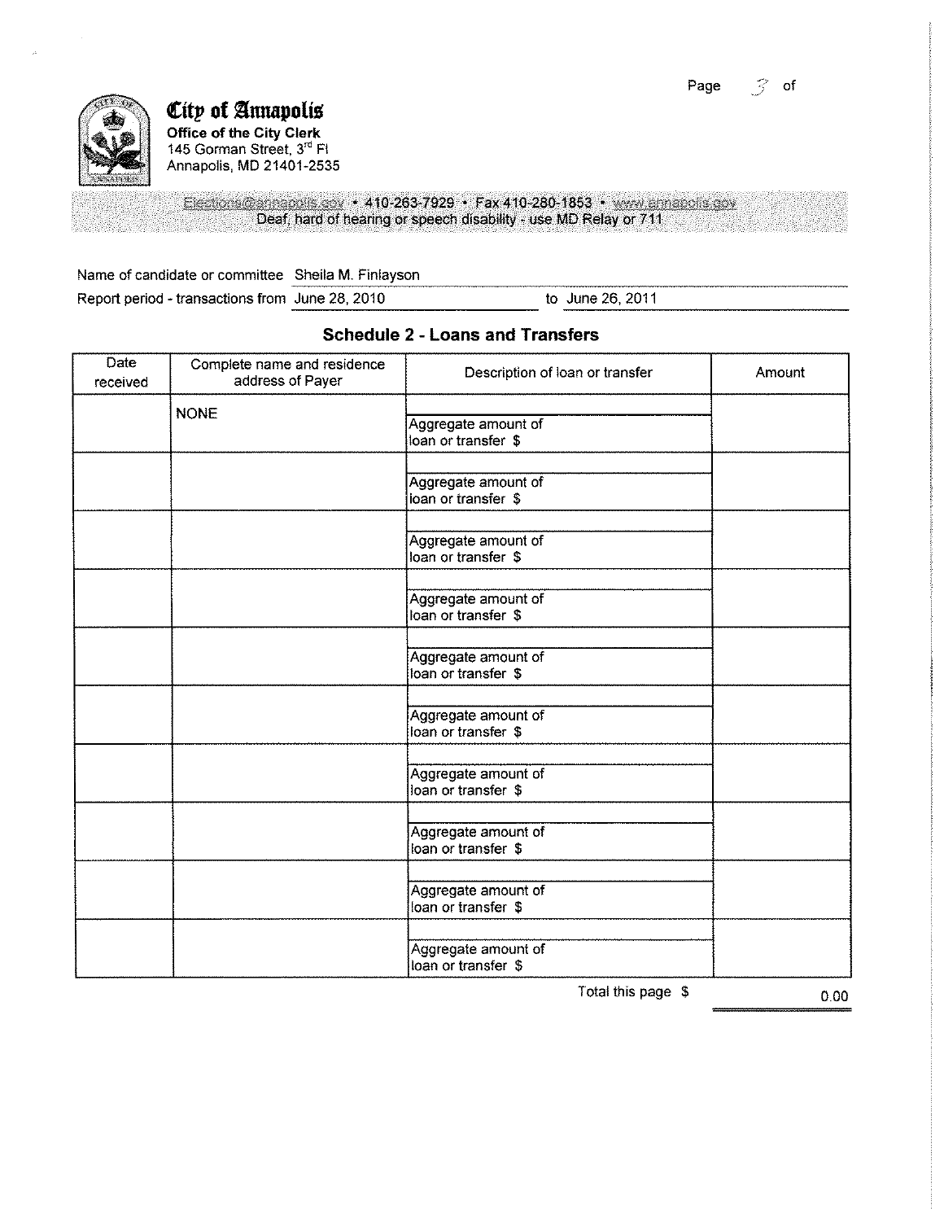**City of Annapolis**
**Office of the City Clerk**
145 Gorman Street, 3rd Fl
Annapolis, MD 21401-2535

Elections@annapolis.gov • 410-263-7929 • Fax 410-280-1853 • www.annapolis.gov
Deaf, hard of hearing or speech disability - use MD Relay or 711

Name of candidate or committee: Sheila M. Finlayson

Report period - transactions from: June 28, 2010 to June 26, 2011

## Schedule 2 - Loans and Transfers

| Date received | Complete name and residence address of Payer | Description of loan or transfer | Amount |
|---|---|---|---|
| | NONE | Aggregate amount of loan or transfer $ | |
| | | Aggregate amount of loan or transfer $ | |
| | | Aggregate amount of loan or transfer $ | |
| | | Aggregate amount of loan or transfer $ | |
| | | Aggregate amount of loan or transfer $ | |
| | | Aggregate amount of loan or transfer $ | |
| | | Aggregate amount of loan or transfer $ | |
| | | Aggregate amount of loan or transfer $ | |
| | | Aggregate amount of loan or transfer $ | |
| | | Aggregate amount of loan or transfer $ | |

Total this page $ 0.00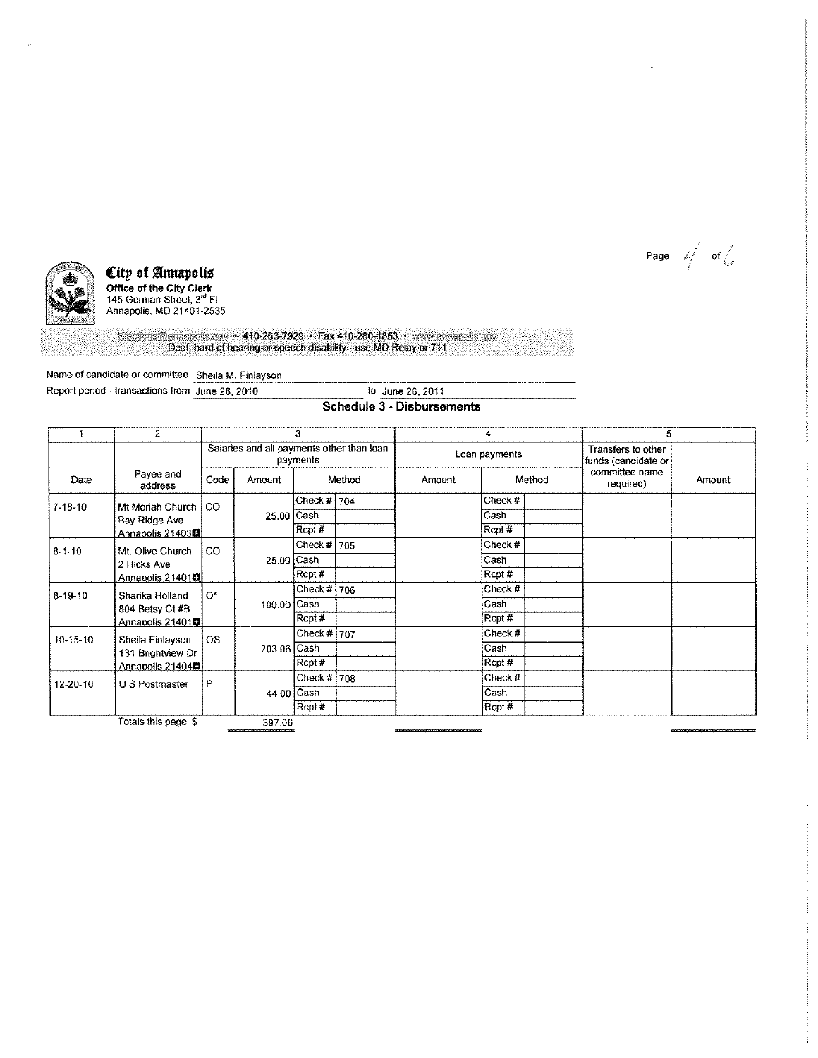**City of Annapolis**
Office of the City Clerk
145 Gorman Street, 3rd Fl
Annapolis, MD 21401-2535

Elections@annapolis.gov • 410-263-7929 • Fax 410-280-1853 • www.annapolis.gov
Deaf, hard of hearing or speech disability - use MD Relay or 711

Name of candidate or committee: Sheila M. Finlayson

Report period - transactions from: June 28, 2010 to June 26, 2011

## Schedule 3 - Disbursements

| 1 | 2 | 3 | | | | 4 | | | 5 | |
|---|---|---|---|---|---|---|---|---|---|---|
| | | Salaries and all payments other than loan payments | | | | Loan payments | | | Transfers to other funds (candidate or committee name required) | |
| Date | Payee and address | Code | Amount | Method | | Amount | Method | | | Amount |
| 7-18-10 | Mt Moriah Church Bay Ridge Ave Annapolis 21403 | CO | 25.00 | Check # | 704 | | Check # | | | |
| | | | | Cash | | | Cash | | | |
| | | | | Rcpt # | | | Rcpt # | | | |
| 8-1-10 | Mt. Olive Church 2 Hicks Ave Annapolis 21401 | CO | 25.00 | Check # | 705 | | Check # | | | |
| | | | | Cash | | | Cash | | | |
| | | | | Rcpt # | | | Rcpt # | | | |
| 8-19-10 | Sharika Holland 804 Betsy Ct #B Annapolis 21401 | O* | 100.00 | Check # | 706 | | Check # | | | |
| | | | | Cash | | | Cash | | | |
| | | | | Rcpt # | | | Rcpt # | | | |
| 10-15-10 | Sheila Finlayson 131 Brightview Dr Annapolis 21404 | OS | 203.06 | Check # | 707 | | Check # | | | |
| | | | | Cash | | | Cash | | | |
| | | | | Rcpt # | | | Rcpt # | | | |
| 12-20-10 | U S Postmaster | P | 44.00 | Check # | 708 | | Check # | | | |
| | | | | Cash | | | Cash | | | |
| | | | | Rcpt # | | | Rcpt # | | | |
| | Totals this page $ | | 397.06 | | | | | | | |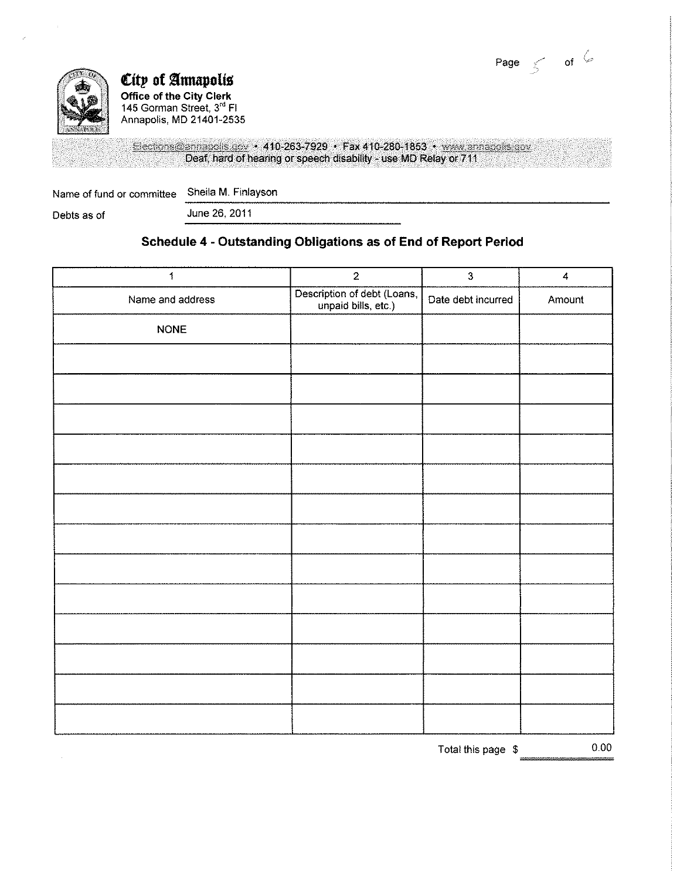**City of Annapolis**
**Office of the City Clerk**
145 Gorman Street, 3rd Fl
Annapolis, MD 21401-2535

Elections@annapolis.gov • 410-263-7929 • Fax 410-280-1853 • www.annapolis.gov
Deaf, hard of hearing or speech disability - use MD Relay or 711

Name of fund or committee: Sheila M. Finlayson

Debts as of: June 26, 2011

## Schedule 4 - Outstanding Obligations as of End of Report Period

| 1 | 2 | 3 | 4 |
|---|---|---|---|
| Name and address | Description of debt (Loans, unpaid bills, etc.) | Date debt incurred | Amount |
| NONE | | | |
| | | | |
| | | | |
| | | | |
| | | | |
| | | | |
| | | | |
| | | | |
| | | | |
| | | | |
| | | | |
| | | | |
| | | | |
| | | | |

Total this page $ 0.00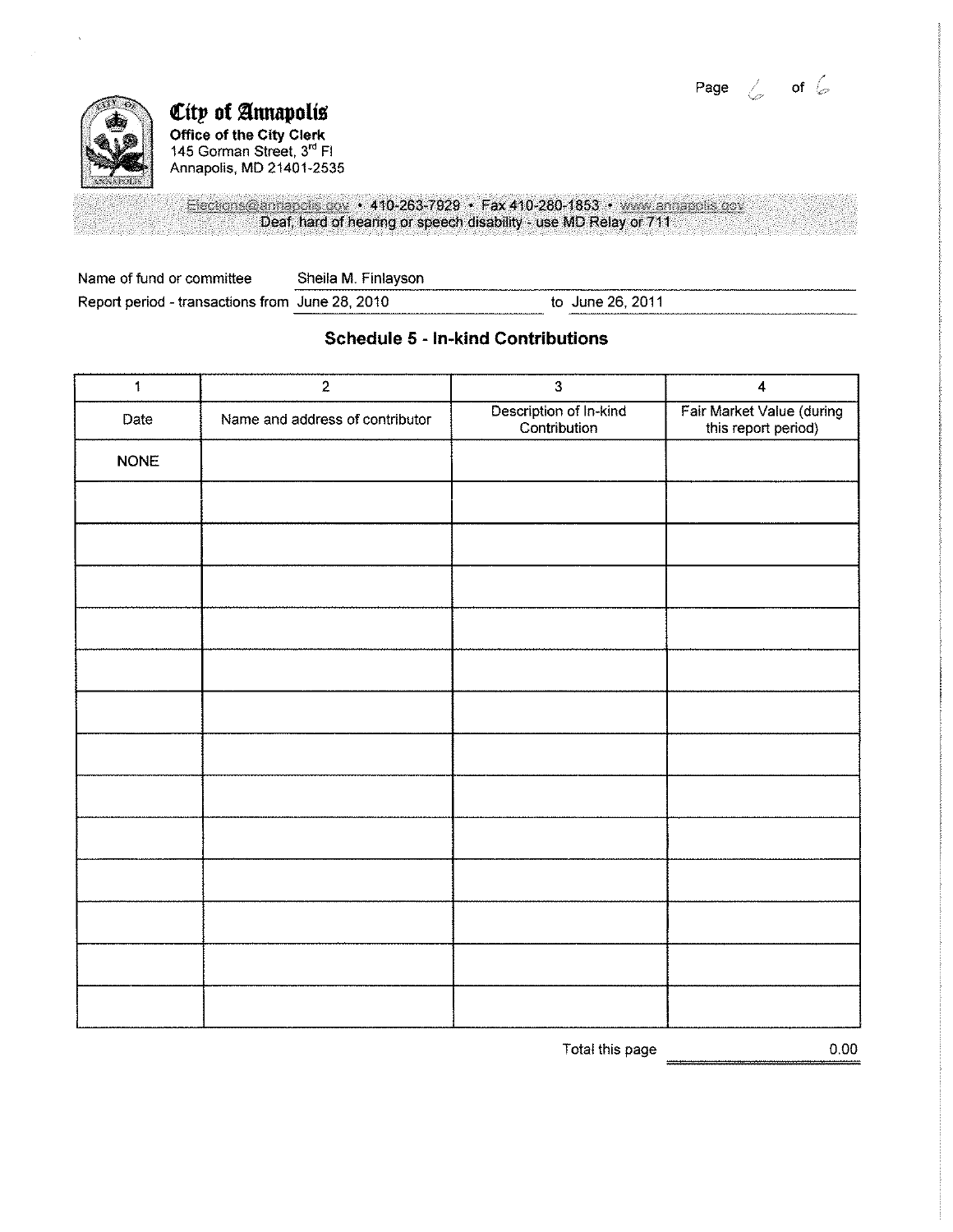# City of Annapolis

**Office of the City Clerk**
145 Gorman Street, 3rd Fl
Annapolis, MD 21401-2535

Elections@annapolis.gov • 410-263-7929 • Fax 410-280-1853 • www.annapolis.gov
Deaf, hard of hearing or speech disability - use MD Relay or 711

Name of fund or committee: Sheila M. Finlayson

Report period - transactions from June 28, 2010 to June 26, 2011

## Schedule 5 - In-kind Contributions

| 1 | 2 | 3 | 4 |
|---|---|---|---|
| Date | Name and address of contributor | Description of In-kind Contribution | Fair Market Value (during this report period) |
| NONE | | | |
| | | | |
| | | | |
| | | | |
| | | | |
| | | | |
| | | | |
| | | | |
| | | | |
| | | | |
| | | | |
| | | | |
| | | | |
| | | | |

Total this page: 0.00